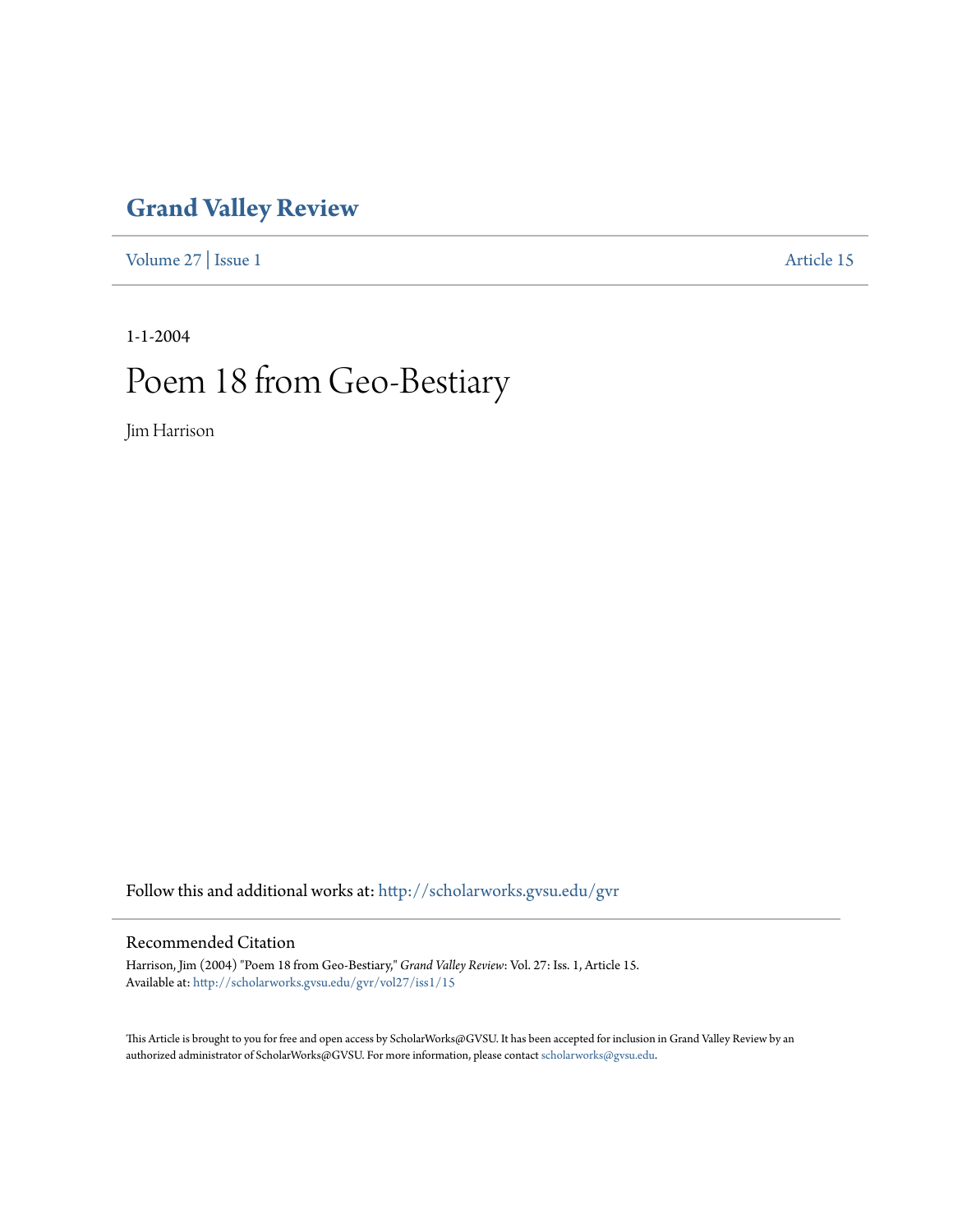# Grand Valley Review

Volume 27 | Issue 1 Article 15

1-1-2004

# Poem 18 from Geo-Bestiary

Jim Harrison

Follow this and additional works at: http://scholarworks.gvsu.edu/gvr

## Recommended Citation

Harrison, Jim (2004) "Poem 18 from Geo-Bestiary," *Grand Valley Review*: Vol. 27: Iss. 1, Article 15.
Available at: http://scholarworks.gvsu.edu/gvr/vol27/iss1/15

This Article is brought to you for free and open access by ScholarWorks@GVSU. It has been accepted for inclusion in Grand Valley Review by an authorized administrator of ScholarWorks@GVSU. For more information, please contact scholarworks@gvsu.edu.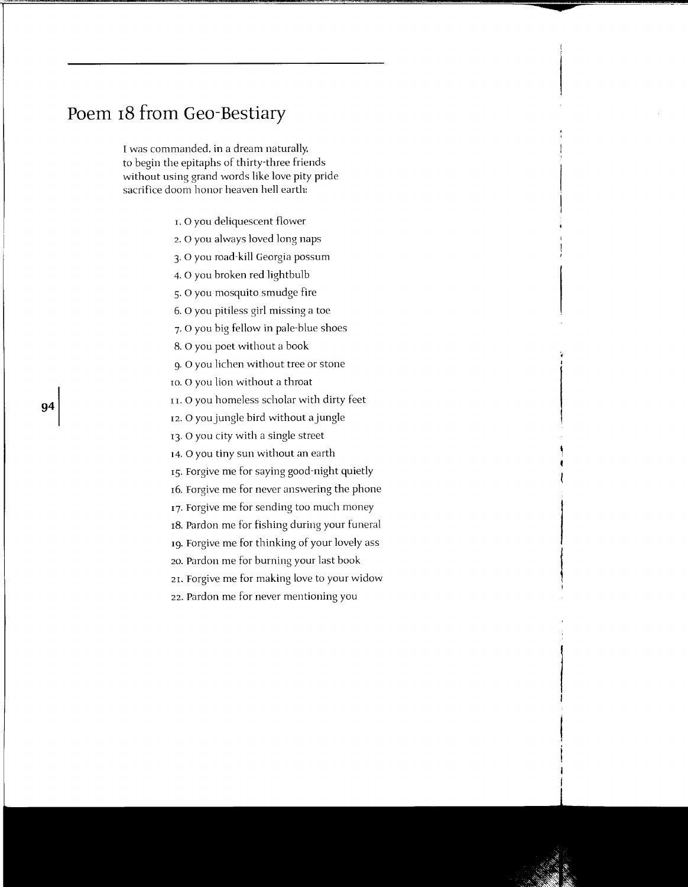# Poem 18 from Geo-Bestiary

I was commanded, in a dream naturally,
to begin the epitaphs of thirty-three friends
without using grand words like love pity pride
sacrifice doom honor heaven hell earth:

1. O you deliquescent flower
2. O you always loved long naps
3. O you road-kill Georgia possum
4. O you broken red lightbulb
5. O you mosquito smudge fire
6. O you pitiless girl missing a toe
7. O you big fellow in pale-blue shoes
8. O you poet without a book
9. O you lichen without tree or stone
10. O you lion without a throat
11. O you homeless scholar with dirty feet
12. O you jungle bird without a jungle
13. O you city with a single street
14. O you tiny sun without an earth
15. Forgive me for saying good-night quietly
16. Forgive me for never answering the phone
17. Forgive me for sending too much money
18. Pardon me for fishing during your funeral
19. Forgive me for thinking of your lovely ass
20. Pardon me for burning your last book
21. Forgive me for making love to your widow
22. Pardon me for never mentioning you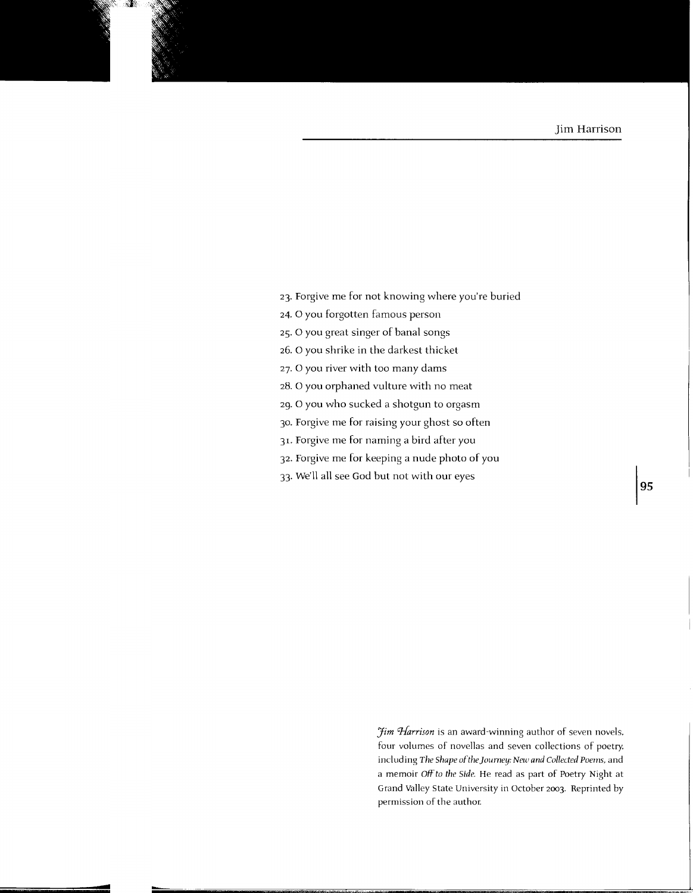23. Forgive me for not knowing where you're buried
24. O you forgotten famous person
25. O you great singer of banal songs
26. O you shrike in the darkest thicket
27. O you river with too many dams
28. O you orphaned vulture with no meat
29. O you who sucked a shotgun to orgasm
30. Forgive me for raising your ghost so often
31. Forgive me for naming a bird after you
32. Forgive me for keeping a nude photo of you
33. We'll all see God but not with our eyes

*Jim Harrison* is an award-winning author of seven novels, four volumes of novellas and seven collections of poetry, including *The Shape of the Journey: New and Collected Poems*, and a memoir *Off to the Side*. He read as part of Poetry Night at Grand Valley State University in October 2003. Reprinted by permission of the author.